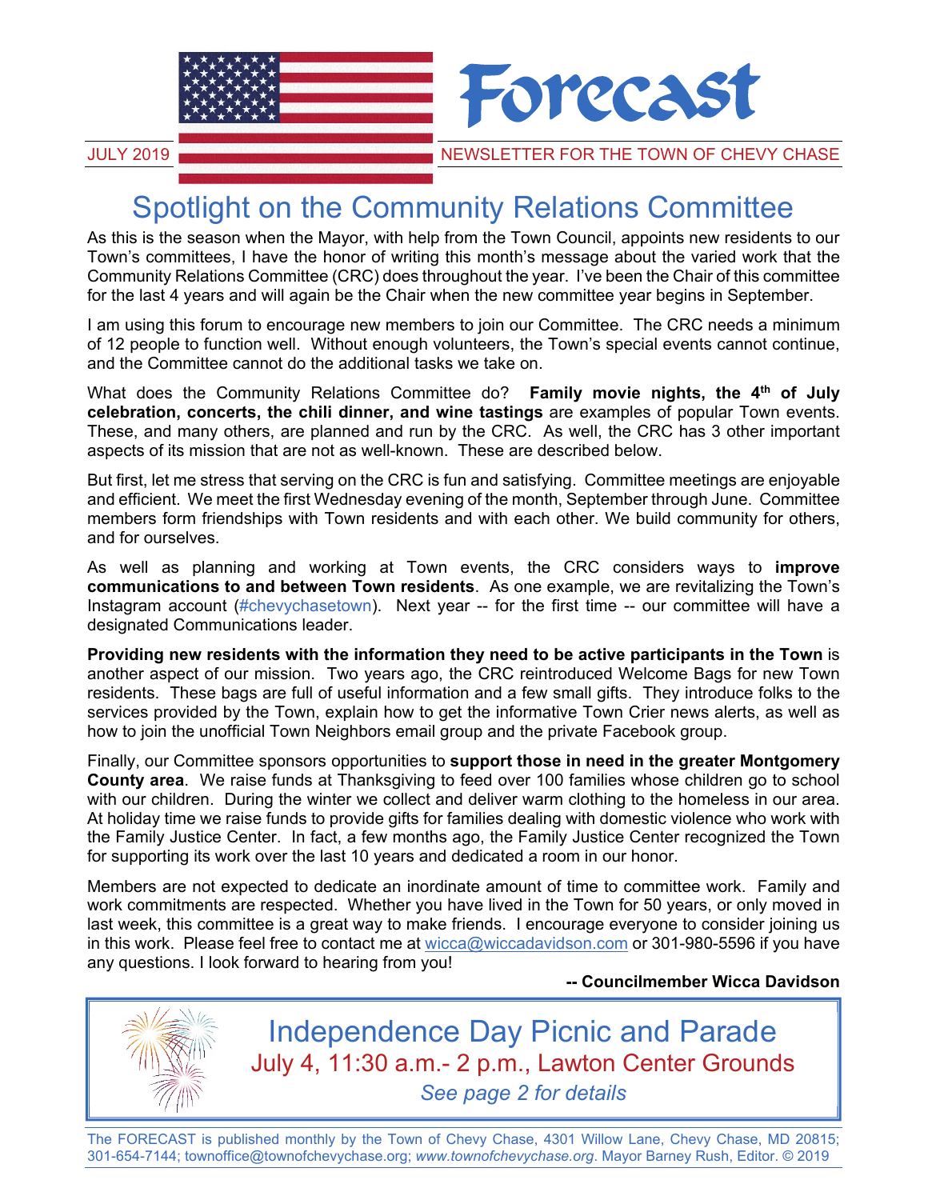# Forecast

JULY 2019 NEWSLETTER FOR THE TOWN OF CHEVY CHASE

## Spotlight on the Community Relations Committee

As this is the season when the Mayor, with help from the Town Council, appoints new residents to our Town's committees, I have the honor of writing this month's message about the varied work that the Community Relations Committee (CRC) does throughout the year. I've been the Chair of this committee for the last 4 years and will again be the Chair when the new committee year begins in September.

I am using this forum to encourage new members to join our Committee. The CRC needs a minimum of 12 people to function well. Without enough volunteers, the Town's special events cannot continue, and the Committee cannot do the additional tasks we take on.

What does the Community Relations Committee do? **Family movie nights, the 4th of July celebration, concerts, the chili dinner, and wine tastings** are examples of popular Town events. These, and many others, are planned and run by the CRC. As well, the CRC has 3 other important aspects of its mission that are not as well-known. These are described below.

But first, let me stress that serving on the CRC is fun and satisfying. Committee meetings are enjoyable and efficient. We meet the first Wednesday evening of the month, September through June. Committee members form friendships with Town residents and with each other. We build community for others, and for ourselves.

As well as planning and working at Town events, the CRC considers ways to **improve communications to and between Town residents**. As one example, we are revitalizing the Town's Instagram account (#chevychasetown). Next year -- for the first time -- our committee will have a designated Communications leader.

**Providing new residents with the information they need to be active participants in the Town** is another aspect of our mission. Two years ago, the CRC reintroduced Welcome Bags for new Town residents. These bags are full of useful information and a few small gifts. They introduce folks to the services provided by the Town, explain how to get the informative Town Crier news alerts, as well as how to join the unofficial Town Neighbors email group and the private Facebook group.

Finally, our Committee sponsors opportunities to **support those in need in the greater Montgomery County area**. We raise funds at Thanksgiving to feed over 100 families whose children go to school with our children. During the winter we collect and deliver warm clothing to the homeless in our area. At holiday time we raise funds to provide gifts for families dealing with domestic violence who work with the Family Justice Center. In fact, a few months ago, the Family Justice Center recognized the Town for supporting its work over the last 10 years and dedicated a room in our honor.

Members are not expected to dedicate an inordinate amount of time to committee work. Family and work commitments are respected. Whether you have lived in the Town for 50 years, or only moved in last week, this committee is a great way to make friends. I encourage everyone to consider joining us in this work. Please feel free to contact me at wicca@wiccadavidson.com or 301-980-5596 if you have any questions. I look forward to hearing from you!

**-- Councilmember Wicca Davidson**

## Independence Day Picnic and Parade

July 4, 11:30 a.m.- 2 p.m., Lawton Center Grounds

*See page 2 for details*

The FORECAST is published monthly by the Town of Chevy Chase, 4301 Willow Lane, Chevy Chase, MD 20815; 301-654-7144; townoffice@townofchevychase.org; *www.townofchevychase.org*. Mayor Barney Rush, Editor. © 2019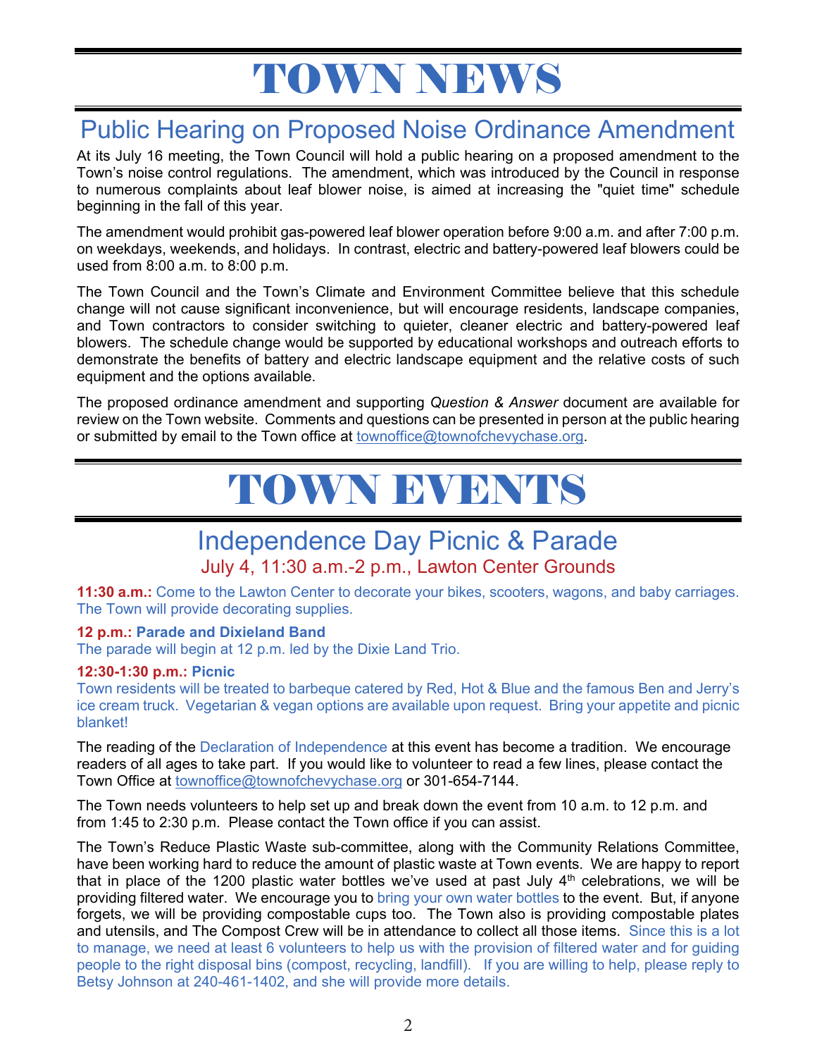# TOWN NEWS

## Public Hearing on Proposed Noise Ordinance Amendment

At its July 16 meeting, the Town Council will hold a public hearing on a proposed amendment to the Town's noise control regulations. The amendment, which was introduced by the Council in response to numerous complaints about leaf blower noise, is aimed at increasing the "quiet time" schedule beginning in the fall of this year.

The amendment would prohibit gas-powered leaf blower operation before 9:00 a.m. and after 7:00 p.m. on weekdays, weekends, and holidays. In contrast, electric and battery-powered leaf blowers could be used from 8:00 a.m. to 8:00 p.m.

The Town Council and the Town's Climate and Environment Committee believe that this schedule change will not cause significant inconvenience, but will encourage residents, landscape companies, and Town contractors to consider switching to quieter, cleaner electric and battery-powered leaf blowers. The schedule change would be supported by educational workshops and outreach efforts to demonstrate the benefits of battery and electric landscape equipment and the relative costs of such equipment and the options available.

The proposed ordinance amendment and supporting *Question & Answer* document are available for review on the Town website. Comments and questions can be presented in person at the public hearing or submitted by email to the Town office at townoffice@townofchevychase.org.

# TOWN EVENTS

## Independence Day Picnic & Parade

### July 4, 11:30 a.m.-2 p.m., Lawton Center Grounds

**11:30 a.m.:** Come to the Lawton Center to decorate your bikes, scooters, wagons, and baby carriages. The Town will provide decorating supplies.

**12 p.m.: Parade and Dixieland Band**
The parade will begin at 12 p.m. led by the Dixie Land Trio.

**12:30-1:30 p.m.: Picnic**
Town residents will be treated to barbeque catered by Red, Hot & Blue and the famous Ben and Jerry's ice cream truck. Vegetarian & vegan options are available upon request. Bring your appetite and picnic blanket!

The reading of the Declaration of Independence at this event has become a tradition. We encourage readers of all ages to take part. If you would like to volunteer to read a few lines, please contact the Town Office at townoffice@townofchevychase.org or 301-654-7144.

The Town needs volunteers to help set up and break down the event from 10 a.m. to 12 p.m. and from 1:45 to 2:30 p.m. Please contact the Town office if you can assist.

The Town's Reduce Plastic Waste sub-committee, along with the Community Relations Committee, have been working hard to reduce the amount of plastic waste at Town events. We are happy to report that in place of the 1200 plastic water bottles we've used at past July 4th celebrations, we will be providing filtered water. We encourage you to bring your own water bottles to the event. But, if anyone forgets, we will be providing compostable cups too. The Town also is providing compostable plates and utensils, and The Compost Crew will be in attendance to collect all those items. Since this is a lot to manage, we need at least 6 volunteers to help us with the provision of filtered water and for guiding people to the right disposal bins (compost, recycling, landfill). If you are willing to help, please reply to Betsy Johnson at 240-461-1402, and she will provide more details.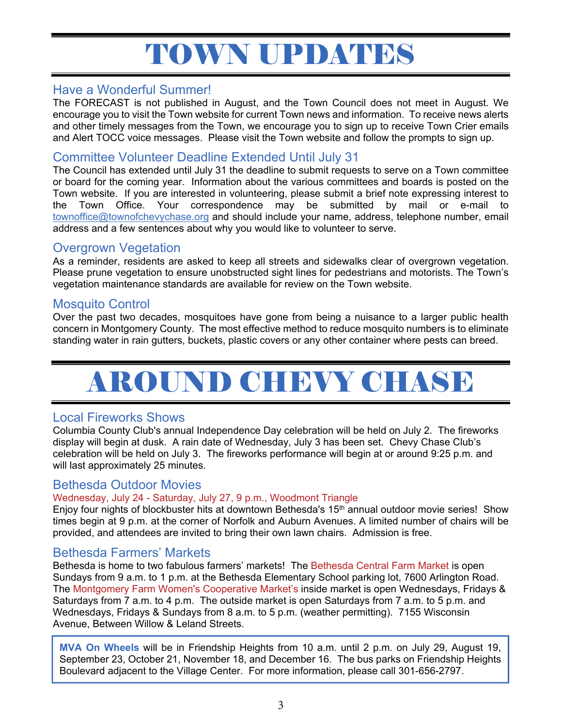# TOWN UPDATES

## Have a Wonderful Summer!

The FORECAST is not published in August, and the Town Council does not meet in August. We encourage you to visit the Town website for current Town news and information. To receive news alerts and other timely messages from the Town, we encourage you to sign up to receive Town Crier emails and Alert TOCC voice messages. Please visit the Town website and follow the prompts to sign up.

## Committee Volunteer Deadline Extended Until July 31

The Council has extended until July 31 the deadline to submit requests to serve on a Town committee or board for the coming year. Information about the various committees and boards is posted on the Town website. If you are interested in volunteering, please submit a brief note expressing interest to the Town Office. Your correspondence may be submitted by mail or e-mail to townoffice@townofchevychase.org and should include your name, address, telephone number, email address and a few sentences about why you would like to volunteer to serve.

## Overgrown Vegetation

As a reminder, residents are asked to keep all streets and sidewalks clear of overgrown vegetation. Please prune vegetation to ensure unobstructed sight lines for pedestrians and motorists. The Town's vegetation maintenance standards are available for review on the Town website.

## Mosquito Control

Over the past two decades, mosquitoes have gone from being a nuisance to a larger public health concern in Montgomery County. The most effective method to reduce mosquito numbers is to eliminate standing water in rain gutters, buckets, plastic covers or any other container where pests can breed.

# AROUND CHEVY CHASE

## Local Fireworks Shows

Columbia County Club's annual Independence Day celebration will be held on July 2. The fireworks display will begin at dusk. A rain date of Wednesday, July 3 has been set. Chevy Chase Club's celebration will be held on July 3. The fireworks performance will begin at or around 9:25 p.m. and will last approximately 25 minutes.

## Bethesda Outdoor Movies

Wednesday, July 24 - Saturday, July 27, 9 p.m., Woodmont Triangle

Enjoy four nights of blockbuster hits at downtown Bethesda's 15th annual outdoor movie series! Show times begin at 9 p.m. at the corner of Norfolk and Auburn Avenues. A limited number of chairs will be provided, and attendees are invited to bring their own lawn chairs. Admission is free.

## Bethesda Farmers' Markets

Bethesda is home to two fabulous farmers' markets! The Bethesda Central Farm Market is open Sundays from 9 a.m. to 1 p.m. at the Bethesda Elementary School parking lot, 7600 Arlington Road. The Montgomery Farm Women's Cooperative Market's inside market is open Wednesdays, Fridays & Saturdays from 7 a.m. to 4 p.m. The outside market is open Saturdays from 7 a.m. to 5 p.m. and Wednesdays, Fridays & Sundays from 8 a.m. to 5 p.m. (weather permitting). 7155 Wisconsin Avenue, Between Willow & Leland Streets.

**MVA On Wheels** will be in Friendship Heights from 10 a.m. until 2 p.m. on July 29, August 19, September 23, October 21, November 18, and December 16. The bus parks on Friendship Heights Boulevard adjacent to the Village Center. For more information, please call 301-656-2797.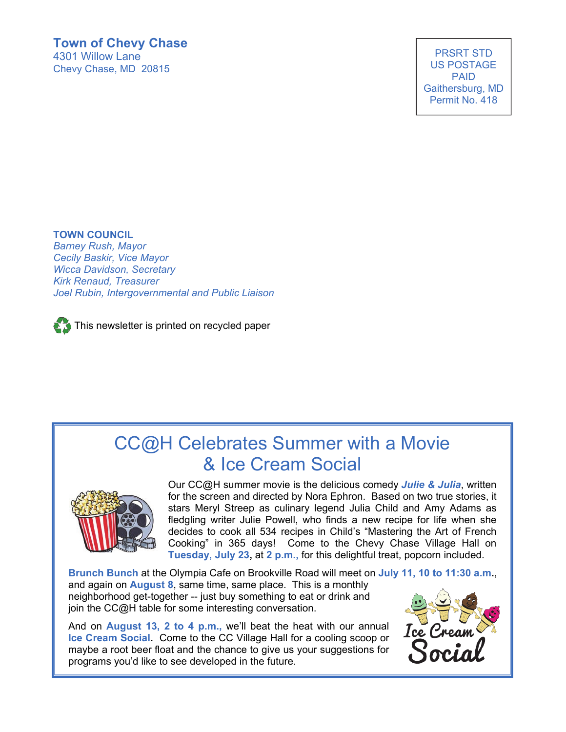**Town of Chevy Chase**
4301 Willow Lane
Chevy Chase, MD 20815

PRSRT STD
US POSTAGE
PAID
Gaithersburg, MD
Permit No. 418

**TOWN COUNCIL**
*Barney Rush, Mayor*
*Cecily Baskir, Vice Mayor*
*Wicca Davidson, Secretary*
*Kirk Renaud, Treasurer*
*Joel Rubin, Intergovernmental and Public Liaison*

This newsletter is printed on recycled paper

## CC@H Celebrates Summer with a Movie & Ice Cream Social

Our CC@H summer movie is the delicious comedy ***Julie & Julia***, written for the screen and directed by Nora Ephron. Based on two true stories, it stars Meryl Streep as culinary legend Julia Child and Amy Adams as fledgling writer Julie Powell, who finds a new recipe for life when she decides to cook all 534 recipes in Child's "Mastering the Art of French Cooking" in 365 days! Come to the Chevy Chase Village Hall on **Tuesday, July 23**, at **2 p.m.,** for this delightful treat, popcorn included.

**Brunch Bunch** at the Olympia Cafe on Brookville Road will meet on **July 11, 10 to 11:30 a.m.**, and again on **August 8**, same time, same place. This is a monthly neighborhood get-together -- just buy something to eat or drink and join the CC@H table for some interesting conversation.

And on **August 13, 2 to 4 p.m.,** we'll beat the heat with our annual **Ice Cream Social.** Come to the CC Village Hall for a cooling scoop or maybe a root beer float and the chance to give us your suggestions for programs you'd like to see developed in the future.